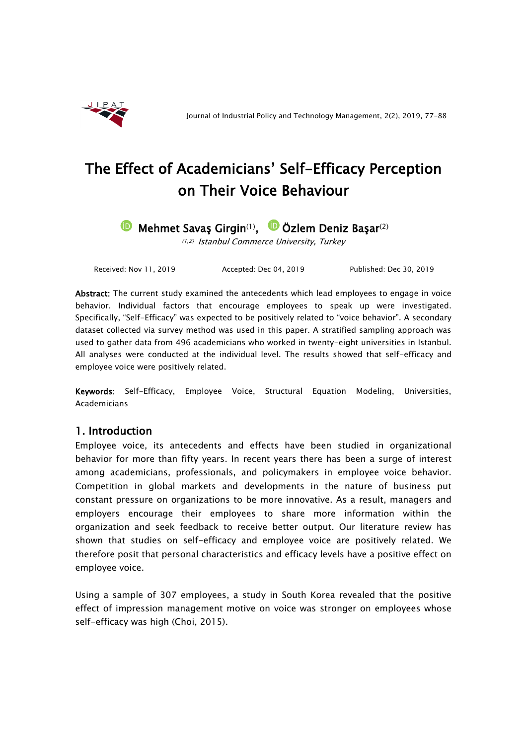# The Effect of Academicians' Self-Efficacy Perception on Their Voice Behaviour

Mehmet Savaş Girgin[1], Özlem Deniz Başar[2]

[1,2] *Istanbul Commerce University, Turkey*

Received: Nov 11, 2019 Accepted: Dec 04, 2019 Published: Dec 30, 2019

**Abstract:** The current study examined the antecedents which lead employees to engage in voice behavior. Individual factors that encourage employees to speak up were investigated. Specifically, "Self-Efficacy" was expected to be positively related to "voice behavior". A secondary dataset collected via survey method was used in this paper. A stratified sampling approach was used to gather data from 496 academicians who worked in twenty-eight universities in Istanbul. All analyses were conducted at the individual level. The results showed that self-efficacy and employee voice were positively related.

**Keywords:** Self-Efficacy, Employee Voice, Structural Equation Modeling, Universities, Academicians

## 1. Introduction

Employee voice, its antecedents and effects have been studied in organizational behavior for more than fifty years. In recent years there has been a surge of interest among academicians, professionals, and policymakers in employee voice behavior. Competition in global markets and developments in the nature of business put constant pressure on organizations to be more innovative. As a result, managers and employers encourage their employees to share more information within the organization and seek feedback to receive better output. Our literature review has shown that studies on self-efficacy and employee voice are positively related. We therefore posit that personal characteristics and efficacy levels have a positive effect on employee voice.

Using a sample of 307 employees, a study in South Korea revealed that the positive effect of impression management motive on voice was stronger on employees whose self-efficacy was high (Choi, 2015).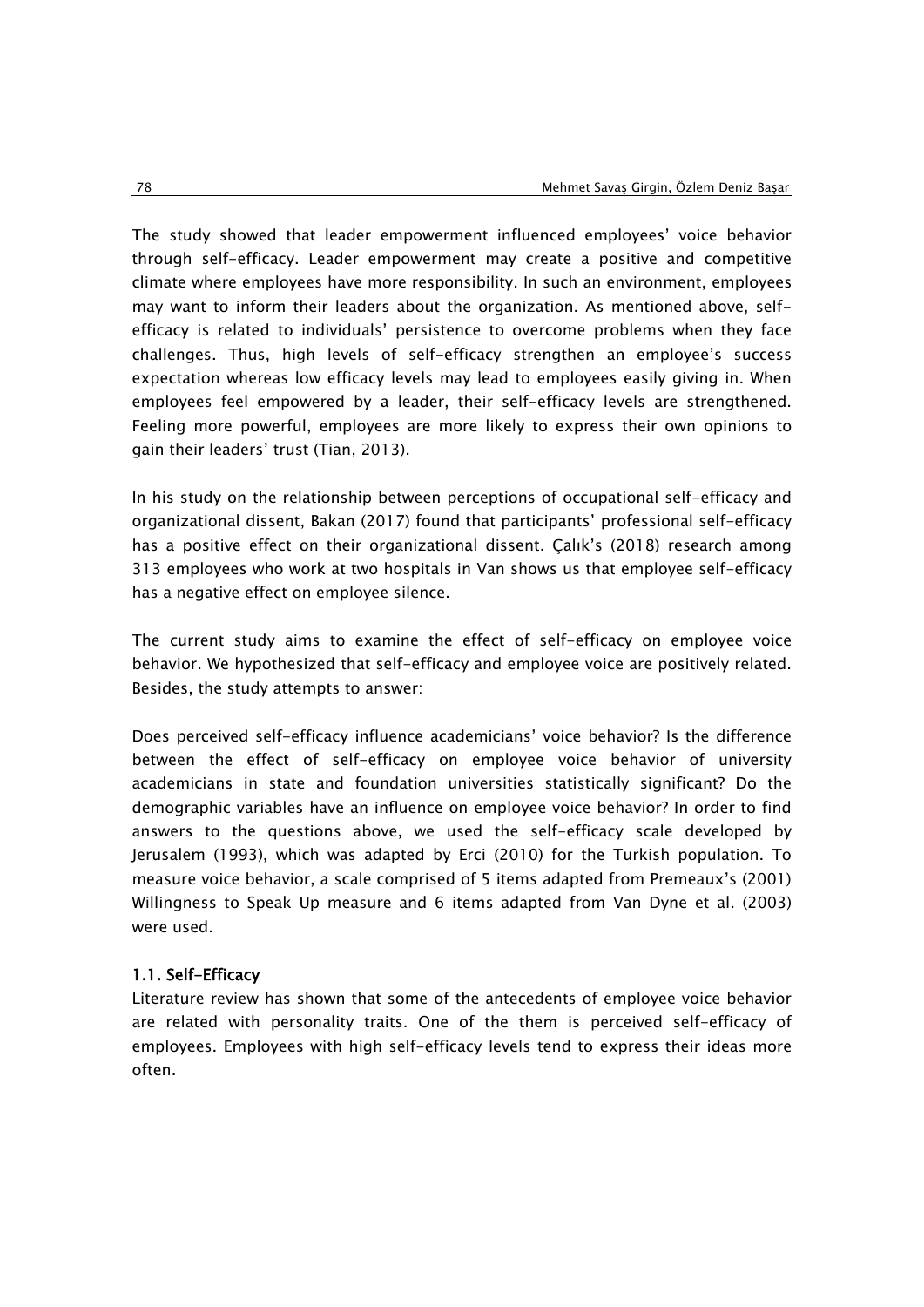The study showed that leader empowerment influenced employees' voice behavior through self-efficacy. Leader empowerment may create a positive and competitive climate where employees have more responsibility. In such an environment, employees may want to inform their leaders about the organization. As mentioned above, self-efficacy is related to individuals' persistence to overcome problems when they face challenges. Thus, high levels of self-efficacy strengthen an employee's success expectation whereas low efficacy levels may lead to employees easily giving in. When employees feel empowered by a leader, their self-efficacy levels are strengthened. Feeling more powerful, employees are more likely to express their own opinions to gain their leaders' trust (Tian, 2013).

In his study on the relationship between perceptions of occupational self-efficacy and organizational dissent, Bakan (2017) found that participants' professional self-efficacy has a positive effect on their organizational dissent. Çalık's (2018) research among 313 employees who work at two hospitals in Van shows us that employee self-efficacy has a negative effect on employee silence.

The current study aims to examine the effect of self-efficacy on employee voice behavior. We hypothesized that self-efficacy and employee voice are positively related. Besides, the study attempts to answer:

Does perceived self-efficacy influence academicians' voice behavior? Is the difference between the effect of self-efficacy on employee voice behavior of university academicians in state and foundation universities statistically significant? Do the demographic variables have an influence on employee voice behavior? In order to find answers to the questions above, we used the self-efficacy scale developed by Jerusalem (1993), which was adapted by Erci (2010) for the Turkish population. To measure voice behavior, a scale comprised of 5 items adapted from Premeaux's (2001) Willingness to Speak Up measure and 6 items adapted from Van Dyne et al. (2003) were used.

### 1.1. Self-Efficacy

Literature review has shown that some of the antecedents of employee voice behavior are related with personality traits. One of the them is perceived self-efficacy of employees. Employees with high self-efficacy levels tend to express their ideas more often.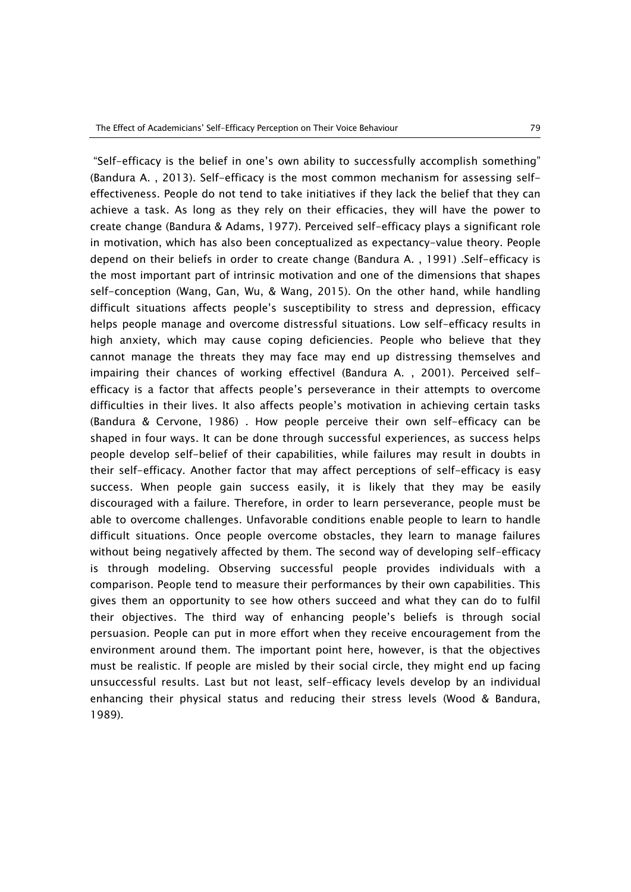"Self-efficacy is the belief in one's own ability to successfully accomplish something" (Bandura A. , 2013). Self-efficacy is the most common mechanism for assessing self-effectiveness. People do not tend to take initiatives if they lack the belief that they can achieve a task. As long as they rely on their efficacies, they will have the power to create change (Bandura & Adams, 1977). Perceived self-efficacy plays a significant role in motivation, which has also been conceptualized as expectancy-value theory. People depend on their beliefs in order to create change (Bandura A. , 1991) .Self-efficacy is the most important part of intrinsic motivation and one of the dimensions that shapes self-conception (Wang, Gan, Wu, & Wang, 2015). On the other hand, while handling difficult situations affects people's susceptibility to stress and depression, efficacy helps people manage and overcome distressful situations. Low self-efficacy results in high anxiety, which may cause coping deficiencies. People who believe that they cannot manage the threats they may face may end up distressing themselves and impairing their chances of working effectivel (Bandura A. , 2001). Perceived self-efficacy is a factor that affects people's perseverance in their attempts to overcome difficulties in their lives. It also affects people's motivation in achieving certain tasks (Bandura & Cervone, 1986) . How people perceive their own self-efficacy can be shaped in four ways. It can be done through successful experiences, as success helps people develop self-belief of their capabilities, while failures may result in doubts in their self-efficacy. Another factor that may affect perceptions of self-efficacy is easy success. When people gain success easily, it is likely that they may be easily discouraged with a failure. Therefore, in order to learn perseverance, people must be able to overcome challenges. Unfavorable conditions enable people to learn to handle difficult situations. Once people overcome obstacles, they learn to manage failures without being negatively affected by them. The second way of developing self-efficacy is through modeling. Observing successful people provides individuals with a comparison. People tend to measure their performances by their own capabilities. This gives them an opportunity to see how others succeed and what they can do to fulfil their objectives. The third way of enhancing people's beliefs is through social persuasion. People can put in more effort when they receive encouragement from the environment around them. The important point here, however, is that the objectives must be realistic. If people are misled by their social circle, they might end up facing unsuccessful results. Last but not least, self-efficacy levels develop by an individual enhancing their physical status and reducing their stress levels (Wood & Bandura, 1989).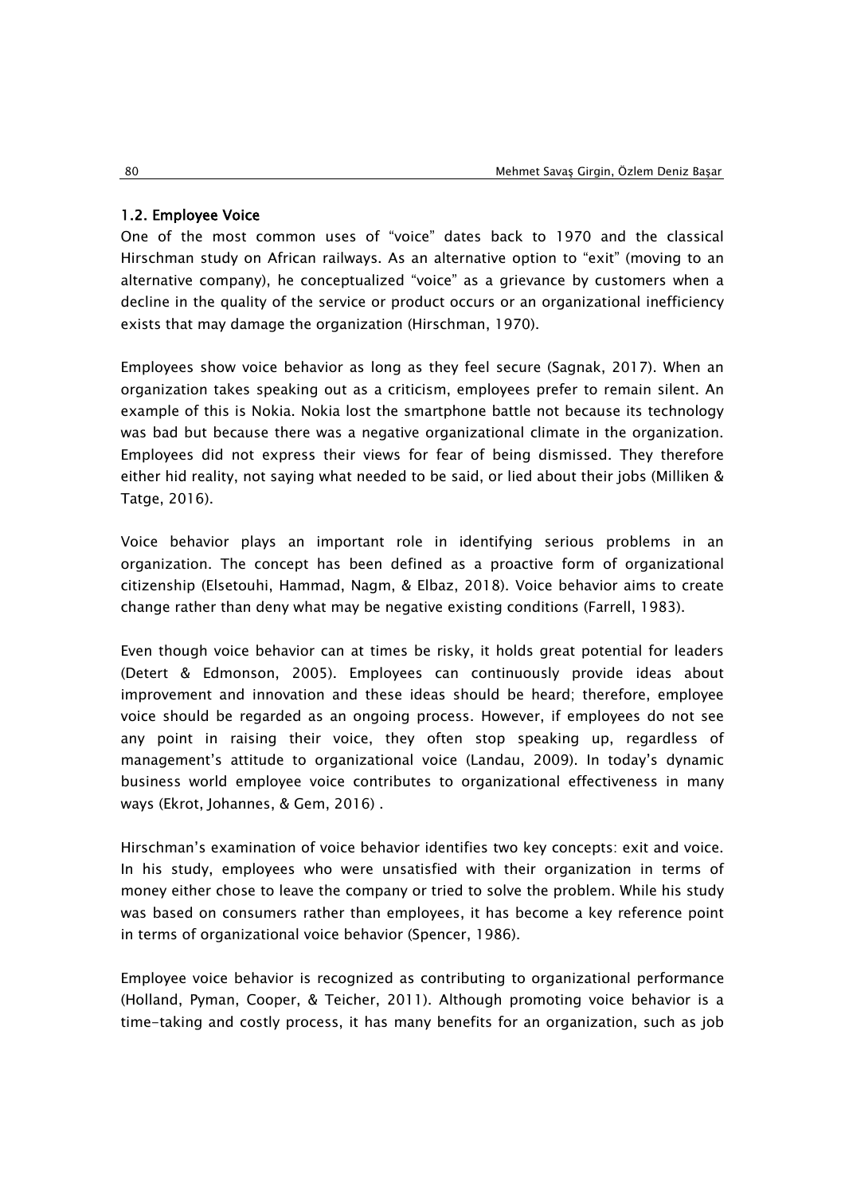### 1.2. Employee Voice

One of the most common uses of "voice" dates back to 1970 and the classical Hirschman study on African railways. As an alternative option to "exit" (moving to an alternative company), he conceptualized "voice" as a grievance by customers when a decline in the quality of the service or product occurs or an organizational inefficiency exists that may damage the organization (Hirschman, 1970).

Employees show voice behavior as long as they feel secure (Sagnak, 2017). When an organization takes speaking out as a criticism, employees prefer to remain silent. An example of this is Nokia. Nokia lost the smartphone battle not because its technology was bad but because there was a negative organizational climate in the organization. Employees did not express their views for fear of being dismissed. They therefore either hid reality, not saying what needed to be said, or lied about their jobs (Milliken & Tatge, 2016).

Voice behavior plays an important role in identifying serious problems in an organization. The concept has been defined as a proactive form of organizational citizenship (Elsetouhi, Hammad, Nagm, & Elbaz, 2018). Voice behavior aims to create change rather than deny what may be negative existing conditions (Farrell, 1983).

Even though voice behavior can at times be risky, it holds great potential for leaders (Detert & Edmonson, 2005). Employees can continuously provide ideas about improvement and innovation and these ideas should be heard; therefore, employee voice should be regarded as an ongoing process. However, if employees do not see any point in raising their voice, they often stop speaking up, regardless of management's attitude to organizational voice (Landau, 2009). In today's dynamic business world employee voice contributes to organizational effectiveness in many ways (Ekrot, Johannes, & Gem, 2016) .

Hirschman's examination of voice behavior identifies two key concepts: exit and voice. In his study, employees who were unsatisfied with their organization in terms of money either chose to leave the company or tried to solve the problem. While his study was based on consumers rather than employees, it has become a key reference point in terms of organizational voice behavior (Spencer, 1986).

Employee voice behavior is recognized as contributing to organizational performance (Holland, Pyman, Cooper, & Teicher, 2011). Although promoting voice behavior is a time-taking and costly process, it has many benefits for an organization, such as job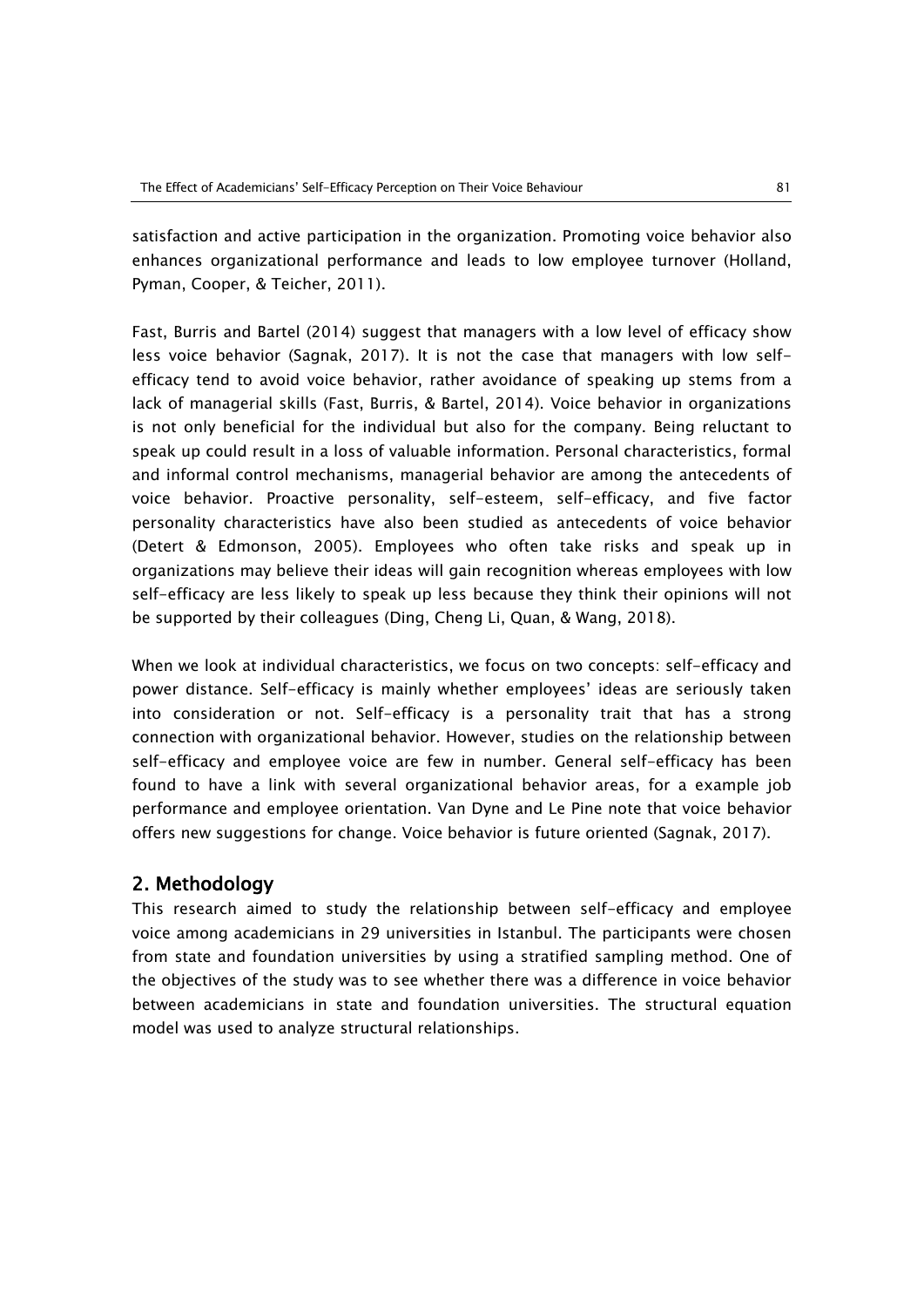satisfaction and active participation in the organization. Promoting voice behavior also enhances organizational performance and leads to low employee turnover (Holland, Pyman, Cooper, & Teicher, 2011).

Fast, Burris and Bartel (2014) suggest that managers with a low level of efficacy show less voice behavior (Sagnak, 2017). It is not the case that managers with low self-efficacy tend to avoid voice behavior, rather avoidance of speaking up stems from a lack of managerial skills (Fast, Burris, & Bartel, 2014). Voice behavior in organizations is not only beneficial for the individual but also for the company. Being reluctant to speak up could result in a loss of valuable information. Personal characteristics, formal and informal control mechanisms, managerial behavior are among the antecedents of voice behavior. Proactive personality, self-esteem, self-efficacy, and five factor personality characteristics have also been studied as antecedents of voice behavior (Detert & Edmonson, 2005). Employees who often take risks and speak up in organizations may believe their ideas will gain recognition whereas employees with low self-efficacy are less likely to speak up less because they think their opinions will not be supported by their colleagues (Ding, Cheng Li, Quan, & Wang, 2018).

When we look at individual characteristics, we focus on two concepts: self-efficacy and power distance. Self-efficacy is mainly whether employees' ideas are seriously taken into consideration or not. Self-efficacy is a personality trait that has a strong connection with organizational behavior. However, studies on the relationship between self-efficacy and employee voice are few in number. General self-efficacy has been found to have a link with several organizational behavior areas, for a example job performance and employee orientation. Van Dyne and Le Pine note that voice behavior offers new suggestions for change. Voice behavior is future oriented (Sagnak, 2017).

## 2. Methodology

This research aimed to study the relationship between self-efficacy and employee voice among academicians in 29 universities in Istanbul. The participants were chosen from state and foundation universities by using a stratified sampling method. One of the objectives of the study was to see whether there was a difference in voice behavior between academicians in state and foundation universities. The structural equation model was used to analyze structural relationships.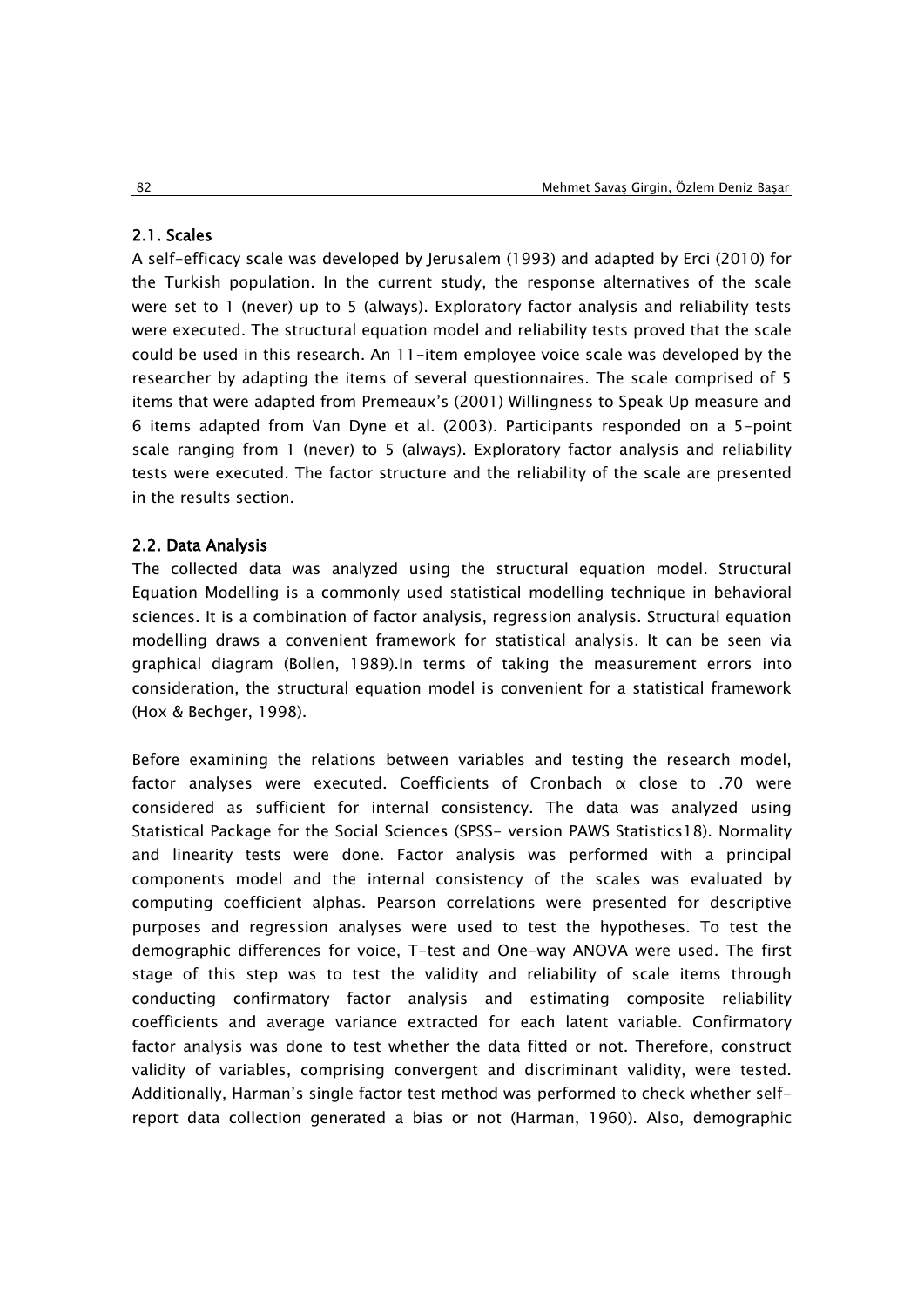### 2.1. Scales

A self-efficacy scale was developed by Jerusalem (1993) and adapted by Erci (2010) for the Turkish population. In the current study, the response alternatives of the scale were set to 1 (never) up to 5 (always). Exploratory factor analysis and reliability tests were executed. The structural equation model and reliability tests proved that the scale could be used in this research. An 11-item employee voice scale was developed by the researcher by adapting the items of several questionnaires. The scale comprised of 5 items that were adapted from Premeaux's (2001) Willingness to Speak Up measure and 6 items adapted from Van Dyne et al. (2003). Participants responded on a 5-point scale ranging from 1 (never) to 5 (always). Exploratory factor analysis and reliability tests were executed. The factor structure and the reliability of the scale are presented in the results section.

### 2.2. Data Analysis

The collected data was analyzed using the structural equation model. Structural Equation Modelling is a commonly used statistical modelling technique in behavioral sciences. It is a combination of factor analysis, regression analysis. Structural equation modelling draws a convenient framework for statistical analysis. It can be seen via graphical diagram (Bollen, 1989).In terms of taking the measurement errors into consideration, the structural equation model is convenient for a statistical framework (Hox & Bechger, 1998).

Before examining the relations between variables and testing the research model, factor analyses were executed. Coefficients of Cronbach $\alpha$ close to .70 were considered as sufficient for internal consistency. The data was analyzed using Statistical Package for the Social Sciences (SPSS- version PAWS Statistics18). Normality and linearity tests were done. Factor analysis was performed with a principal components model and the internal consistency of the scales was evaluated by computing coefficient alphas. Pearson correlations were presented for descriptive purposes and regression analyses were used to test the hypotheses. To test the demographic differences for voice, T-test and One-way ANOVA were used. The first stage of this step was to test the validity and reliability of scale items through conducting confirmatory factor analysis and estimating composite reliability coefficients and average variance extracted for each latent variable. Confirmatory factor analysis was done to test whether the data fitted or not. Therefore, construct validity of variables, comprising convergent and discriminant validity, were tested. Additionally, Harman's single factor test method was performed to check whether self-report data collection generated a bias or not (Harman, 1960). Also, demographic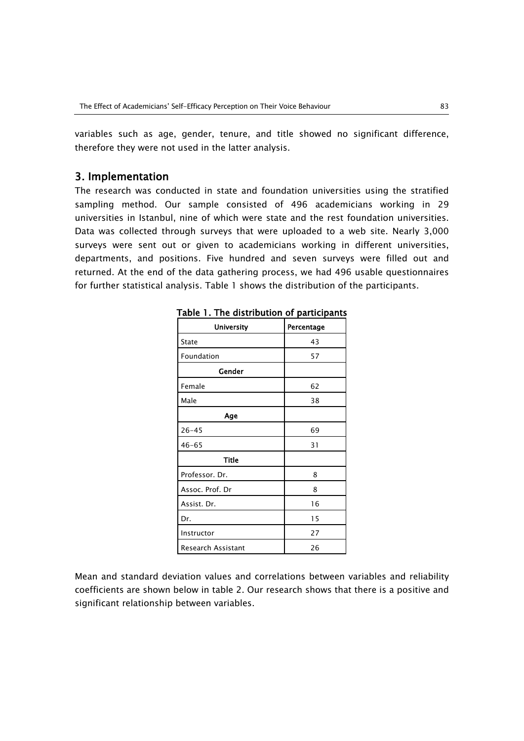variables such as age, gender, tenure, and title showed no significant difference, therefore they were not used in the latter analysis.

## 3. Implementation

The research was conducted in state and foundation universities using the stratified sampling method. Our sample consisted of 496 academicians working in 29 universities in Istanbul, nine of which were state and the rest foundation universities. Data was collected through surveys that were uploaded to a web site. Nearly 3,000 surveys were sent out or given to academicians working in different universities, departments, and positions. Five hundred and seven surveys were filled out and returned. At the end of the data gathering process, we had 496 usable questionnaires for further statistical analysis. Table 1 shows the distribution of the participants.

**Table 1. The distribution of participants**

| University | Percentage |
|---|---|
| State | 43 |
| Foundation | 57 |
| **Gender** | |
| Female | 62 |
| Male | 38 |
| **Age** | |
| 26-45 | 69 |
| 46-65 | 31 |
| **Title** | |
| Professor. Dr. | 8 |
| Assoc. Prof. Dr | 8 |
| Assist. Dr. | 16 |
| Dr. | 15 |
| Instructor | 27 |
| Research Assistant | 26 |

Mean and standard deviation values and correlations between variables and reliability coefficients are shown below in table 2. Our research shows that there is a positive and significant relationship between variables.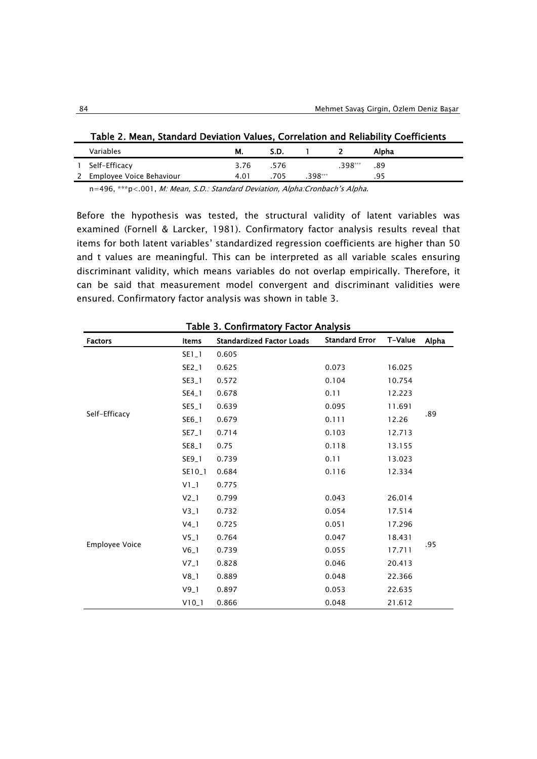**Table 2. Mean, Standard Deviation Values, Correlation and Reliability Coefficients**

| | Variables | M. | S.D. | 1 | 2 | Alpha |
|---|---|---|---|---|---|---|
| 1 | Self-Efficacy | 3.76 | .576 | | .398*** | .89 |
| 2 | Employee Voice Behaviour | 4.01 | .705 | .398*** | | .95 |

n=496, ***p<.001, *M: Mean, S.D.: Standard Deviation, Alpha:Cronbach's Alpha.*

Before the hypothesis was tested, the structural validity of latent variables was examined (Fornell & Larcker, 1981). Confirmatory factor analysis results reveal that items for both latent variables' standardized regression coefficients are higher than 50 and t values are meaningful. This can be interpreted as all variable scales ensuring discriminant validity, which means variables do not overlap empirically. Therefore, it can be said that measurement model convergent and discriminant validities were ensured. Confirmatory factor analysis was shown in table 3.

**Table 3. Confirmatory Factor Analysis**

| Factors | Items | Standardized Factor Loads | Standard Error | T-Value | Alpha |
|---|---|---|---|---|---|
| Self-Efficacy | SE1_1 | 0.605 | | | .89 |
| | SE2_1 | 0.625 | 0.073 | 16.025 | |
| | SE3_1 | 0.572 | 0.104 | 10.754 | |
| | SE4_1 | 0.678 | 0.11 | 12.223 | |
| | SE5_1 | 0.639 | 0.095 | 11.691 | |
| | SE6_1 | 0.679 | 0.111 | 12.26 | |
| | SE7_1 | 0.714 | 0.103 | 12.713 | |
| | SE8_1 | 0.75 | 0.118 | 13.155 | |
| | SE9_1 | 0.739 | 0.11 | 13.023 | |
| | SE10_1 | 0.684 | 0.116 | 12.334 | |
| Employee Voice | V1_1 | 0.775 | | | .95 |
| | V2_1 | 0.799 | 0.043 | 26.014 | |
| | V3_1 | 0.732 | 0.054 | 17.514 | |
| | V4_1 | 0.725 | 0.051 | 17.296 | |
| | V5_1 | 0.764 | 0.047 | 18.431 | |
| | V6_1 | 0.739 | 0.055 | 17.711 | |
| | V7_1 | 0.828 | 0.046 | 20.413 | |
| | V8_1 | 0.889 | 0.048 | 22.366 | |
| | V9_1 | 0.897 | 0.053 | 22.635 | |
| | V10_1 | 0.866 | 0.048 | 21.612 | |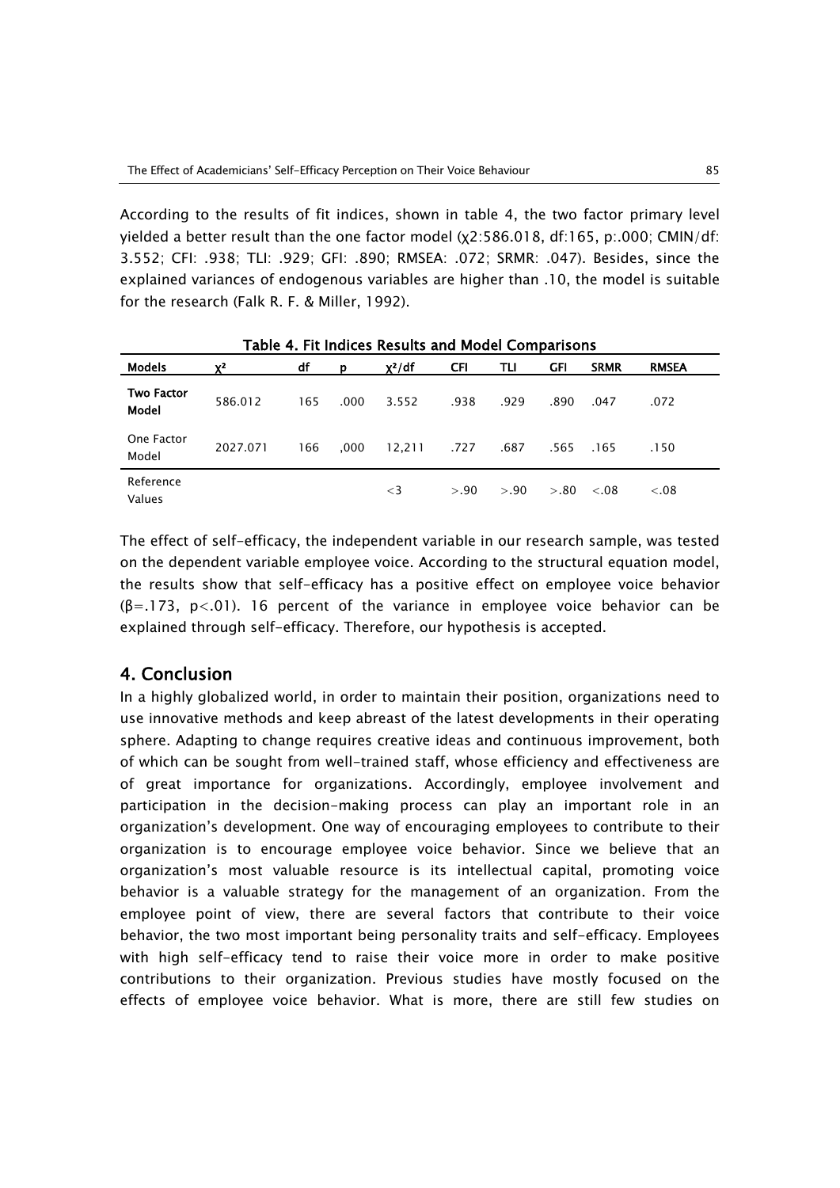According to the results of fit indices, shown in table 4, the two factor primary level yielded a better result than the one factor model ($\chi 2$:586.018, df:165, p:.000; CMIN/df: 3.552; CFI: .938; TLI: .929; GFI: .890; RMSEA: .072; SRMR: .047). Besides, since the explained variances of endogenous variables are higher than .10, the model is suitable for the research (Falk R. F. & Miller, 1992).

**Table 4. Fit Indices Results and Model Comparisons**

| Models | $\chi^2$ | df | p | $\chi^2$/df | CFI | TLI | GFI | SRMR | RMSEA |
|---|---|---|---|---|---|---|---|---|---|
| **Two Factor Model** | 586.012 | 165 | .000 | 3.552 | .938 | .929 | .890 | .047 | .072 |
| One Factor Model | 2027.071 | 166 | ,000 | 12,211 | .727 | .687 | .565 | .165 | .150 |
| Reference Values | | | | <3 | >.90 | >.90 | >.80 | <.08 | <.08 |

The effect of self-efficacy, the independent variable in our research sample, was tested on the dependent variable employee voice. According to the structural equation model, the results show that self-efficacy has a positive effect on employee voice behavior ($\beta$=.173, $p<.01$). 16 percent of the variance in employee voice behavior can be explained through self-efficacy. Therefore, our hypothesis is accepted.

## 4. Conclusion

In a highly globalized world, in order to maintain their position, organizations need to use innovative methods and keep abreast of the latest developments in their operating sphere. Adapting to change requires creative ideas and continuous improvement, both of which can be sought from well-trained staff, whose efficiency and effectiveness are of great importance for organizations. Accordingly, employee involvement and participation in the decision-making process can play an important role in an organization's development. One way of encouraging employees to contribute to their organization is to encourage employee voice behavior. Since we believe that an organization's most valuable resource is its intellectual capital, promoting voice behavior is a valuable strategy for the management of an organization. From the employee point of view, there are several factors that contribute to their voice behavior, the two most important being personality traits and self-efficacy. Employees with high self-efficacy tend to raise their voice more in order to make positive contributions to their organization. Previous studies have mostly focused on the effects of employee voice behavior. What is more, there are still few studies on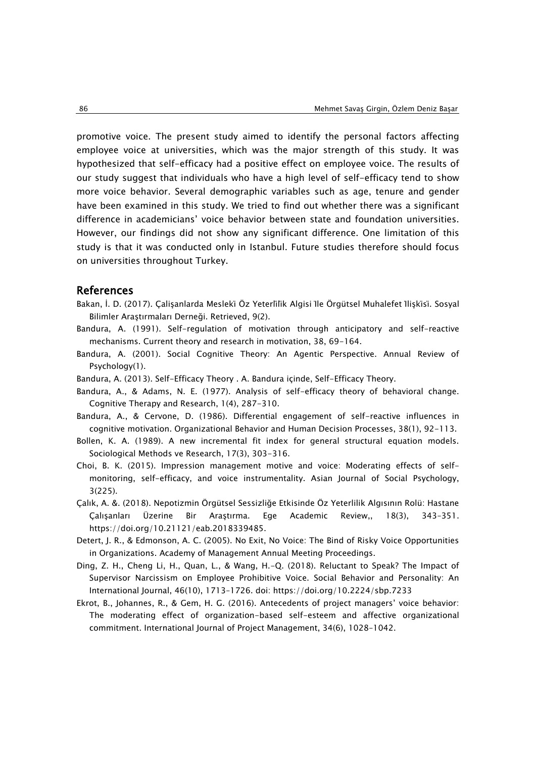promotive voice. The present study aimed to identify the personal factors affecting employee voice at universities, which was the major strength of this study. It was hypothesized that self-efficacy had a positive effect on employee voice. The results of our study suggest that individuals who have a high level of self-efficacy tend to show more voice behavior. Several demographic variables such as age, tenure and gender have been examined in this study. We tried to find out whether there was a significant difference in academicians' voice behavior between state and foundation universities. However, our findings did not show any significant difference. One limitation of this study is that it was conducted only in Istanbul. Future studies therefore should focus on universities throughout Turkey.

## References

Bakan, İ. D. (2017). Çalişanlarda Mesleki Öz Yeterlilik Algisi İle Örgütsel Muhalefet İlişkisi. Sosyal Bilimler Araştırmaları Derneği. Retrieved, 9(2).

Bandura, A. (1991). Self-regulation of motivation through anticipatory and self-reactive mechanisms. Current theory and research in motivation, 38, 69-164.

Bandura, A. (2001). Social Cognitive Theory: An Agentic Perspective. Annual Review of Psychology(1).

Bandura, A. (2013). Self-Efficacy Theory . A. Bandura içinde, Self-Efficacy Theory.

Bandura, A., & Adams, N. E. (1977). Analysis of self-efficacy theory of behavioral change. Cognitive Therapy and Research, 1(4), 287-310.

Bandura, A., & Cervone, D. (1986). Differential engagement of self-reactive influences in cognitive motivation. Organizational Behavior and Human Decision Processes, 38(1), 92-113.

Bollen, K. A. (1989). A new incremental fit index for general structural equation models. Sociological Methods ve Research, 17(3), 303-316.

Choi, B. K. (2015). Impression management motive and voice: Moderating effects of self-monitoring, self-efficacy, and voice instrumentality. Asian Journal of Social Psychology, 3(225).

Çalık, A. &. (2018). Nepotizmin Örgütsel Sessizliğe Etkisinde Öz Yeterlilik Algısının Rolü: Hastane Çalışanları Üzerine Bir Araştırma. Ege Academic Review,, 18(3), 343-351. https://doi.org/10.21121/eab.2018339485.

Detert, J. R., & Edmonson, A. C. (2005). No Exit, No Voice: The Bind of Risky Voice Opportunities in Organizations. Academy of Management Annual Meeting Proceedings.

Ding, Z. H., Cheng Li, H., Quan, L., & Wang, H.-Q. (2018). Reluctant to Speak? The Impact of Supervisor Narcissism on Employee Prohibitive Voice. Social Behavior and Personality: An International Journal, 46(10), 1713–1726. doi: https://doi.org/10.2224/sbp.7233

Ekrot, B., Johannes, R., & Gem, H. G. (2016). Antecedents of project managers' voice behavior: The moderating effect of organization-based self-esteem and affective organizational commitment. International Journal of Project Management, 34(6), 1028–1042.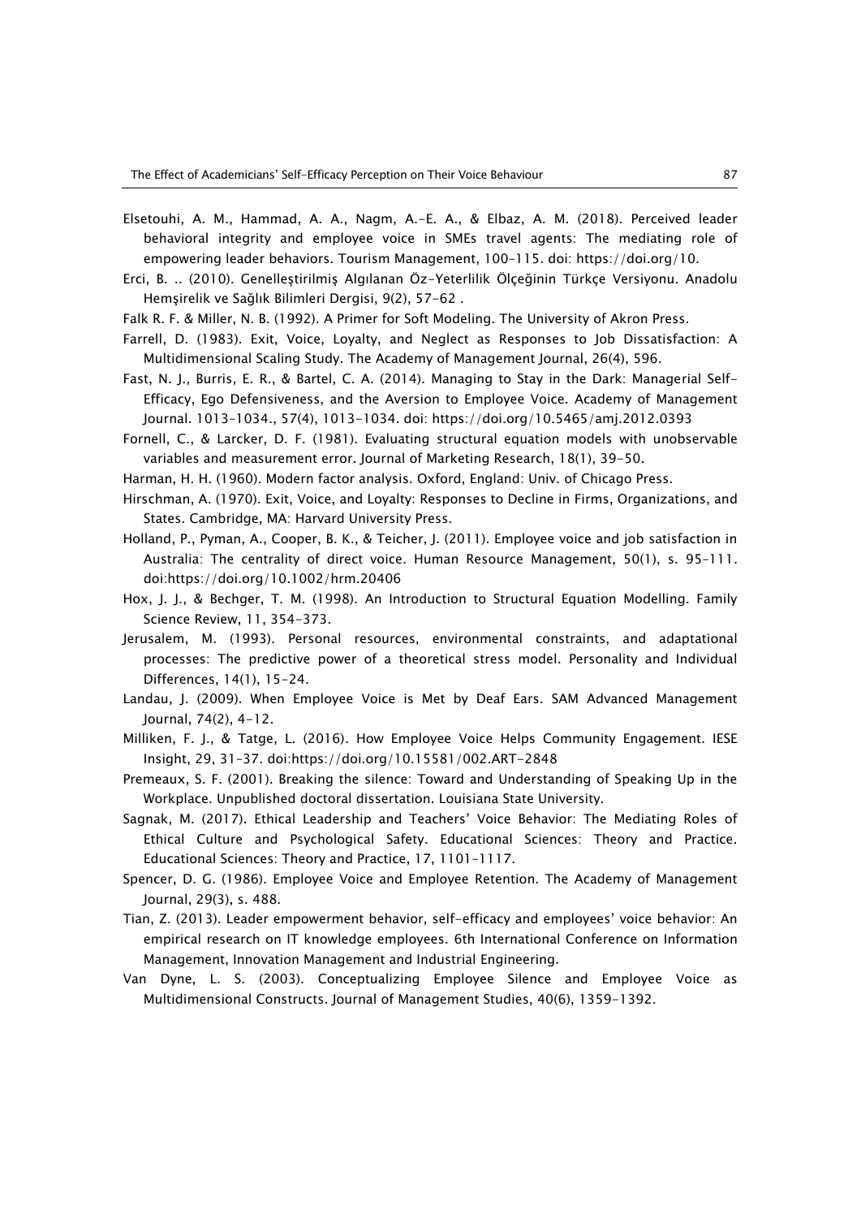Elsetouhi, A. M., Hammad, A. A., Nagm, A.-E. A., & Elbaz, A. M. (2018). Perceived leader behavioral integrity and employee voice in SMEs travel agents: The mediating role of empowering leader behaviors. Tourism Management, 100–115. doi: https://doi.org/10.

Erci, B. .. (2010). Genelleştirilmiş Algılanan Öz-Yeterlilik Ölçeğinin Türkçe Versiyonu. Anadolu Hemşirelik ve Sağlık Bilimleri Dergisi, 9(2), 57-62 .

Falk R. F. & Miller, N. B. (1992). A Primer for Soft Modeling. The University of Akron Press.

Farrell, D. (1983). Exit, Voice, Loyalty, and Neglect as Responses to Job Dissatisfaction: A Multidimensional Scaling Study. The Academy of Management Journal, 26(4), 596.

Fast, N. J., Burris, E. R., & Bartel, C. A. (2014). Managing to Stay in the Dark: Managerial Self-Efficacy, Ego Defensiveness, and the Aversion to Employee Voice. Academy of Management Journal. 1013–1034., 57(4), 1013–1034. doi: https://doi.org/10.5465/amj.2012.0393

Fornell, C., & Larcker, D. F. (1981). Evaluating structural equation models with unobservable variables and measurement error. Journal of Marketing Research, 18(1), 39-50.

Harman, H. H. (1960). Modern factor analysis. Oxford, England: Univ. of Chicago Press.

Hirschman, A. (1970). Exit, Voice, and Loyalty: Responses to Decline in Firms, Organizations, and States. Cambridge, MA: Harvard University Press.

Holland, P., Pyman, A., Cooper, B. K., & Teicher, J. (2011). Employee voice and job satisfaction in Australia: The centrality of direct voice. Human Resource Management, 50(1), s. 95–111. doi:https://doi.org/10.1002/hrm.20406

Hox, J. J., & Bechger, T. M. (1998). An Introduction to Structural Equation Modelling. Family Science Review, 11, 354-373.

Jerusalem, M. (1993). Personal resources, environmental constraints, and adaptational processes: The predictive power of a theoretical stress model. Personality and Individual Differences, 14(1), 15-24.

Landau, J. (2009). When Employee Voice is Met by Deaf Ears. SAM Advanced Management Journal, 74(2), 4-12.

Milliken, F. J., & Tatge, L. (2016). How Employee Voice Helps Community Engagement. IESE Insight, 29, 31–37. doi:https://doi.org/10.15581/002.ART-2848

Premeaux, S. F. (2001). Breaking the silence: Toward and Understanding of Speaking Up in the Workplace. Unpublished doctoral dissertation. Louisiana State University.

Sagnak, M. (2017). Ethical Leadership and Teachers' Voice Behavior: The Mediating Roles of Ethical Culture and Psychological Safety. Educational Sciences: Theory and Practice. Educational Sciences: Theory and Practice, 17, 1101-1117.

Spencer, D. G. (1986). Employee Voice and Employee Retention. The Academy of Management Journal, 29(3), s. 488.

Tian, Z. (2013). Leader empowerment behavior, self-efficacy and employees' voice behavior: An empirical research on IT knowledge employees. 6th International Conference on Information Management, Innovation Management and Industrial Engineering.

Van Dyne, L. S. (2003). Conceptualizing Employee Silence and Employee Voice as Multidimensional Constructs. Journal of Management Studies, 40(6), 1359-1392.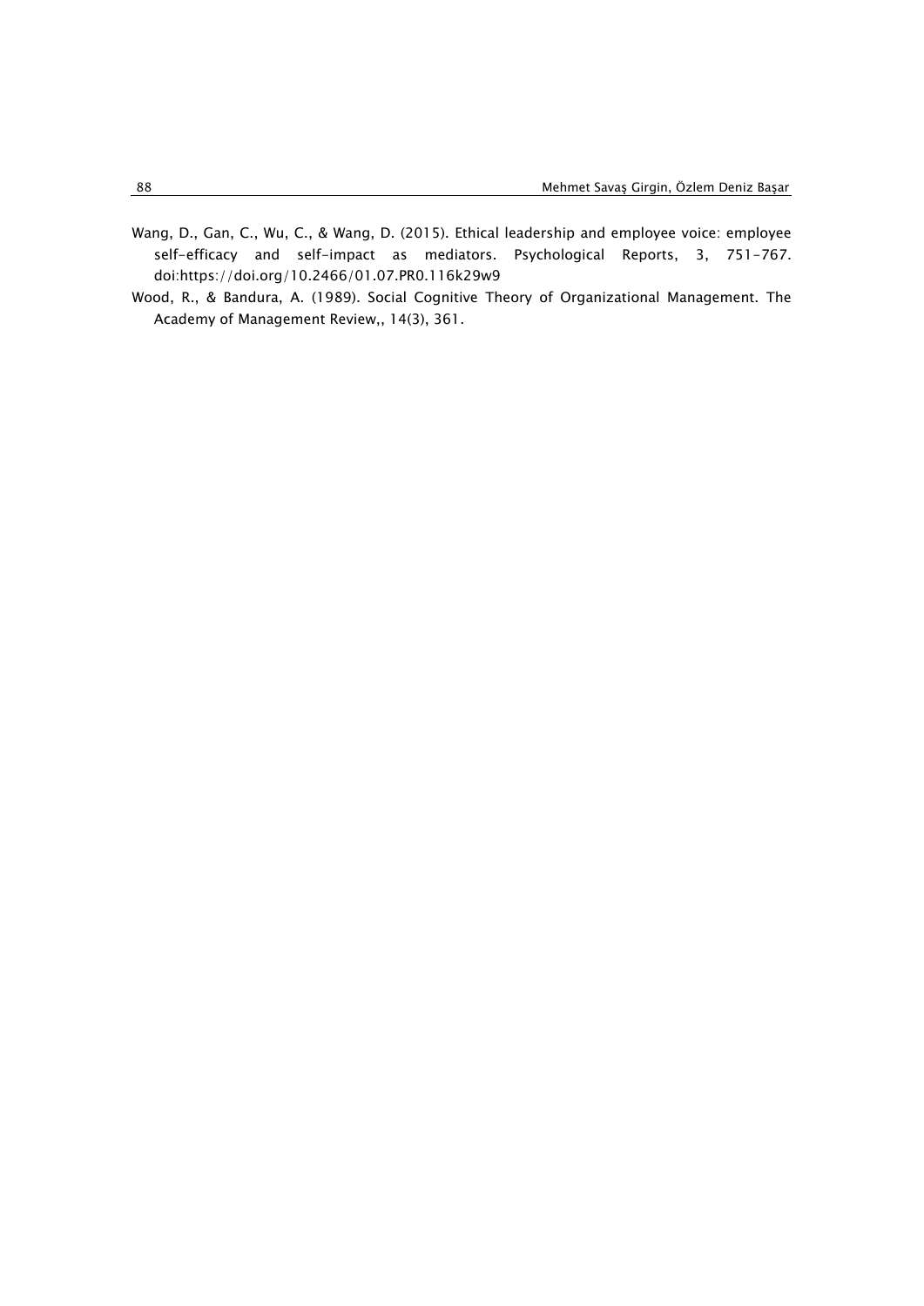Wang, D., Gan, C., Wu, C., & Wang, D. (2015). Ethical leadership and employee voice: employee self-efficacy and self-impact as mediators. Psychological Reports, 3, 751-767. doi:https://doi.org/10.2466/01.07.PR0.116k29w9

Wood, R., & Bandura, A. (1989). Social Cognitive Theory of Organizational Management. The Academy of Management Review,, 14(3), 361.